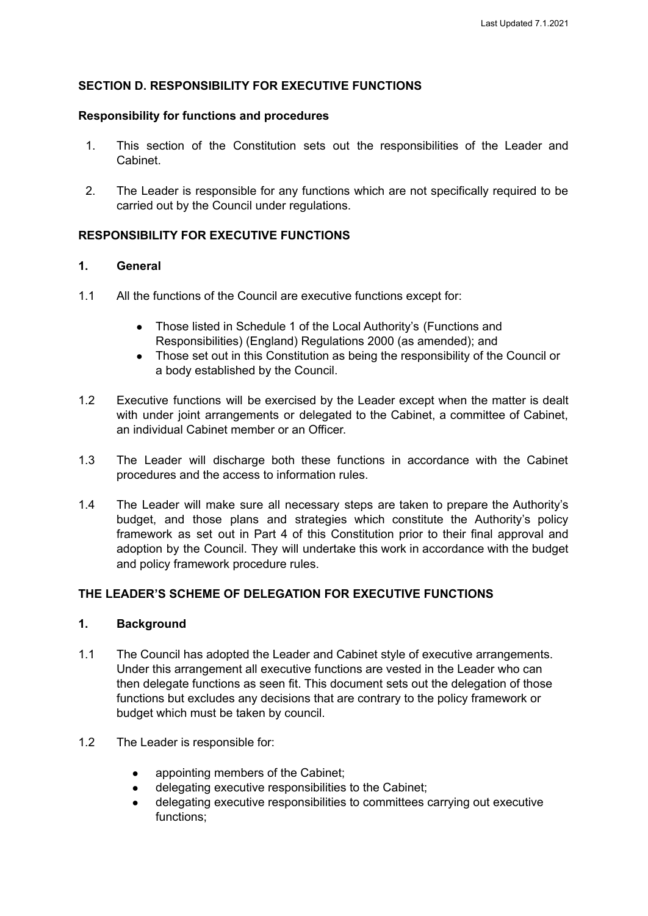## SECTION D. RESPONSIBILITY FOR EXECUTIVE FUNCTIONS

### Responsibility for functions and procedures

1. This section of the Constitution sets out the responsibilities of the Leader and Cabinet.

2. The Leader is responsible for any functions which are not specifically required to be carried out by the Council under regulations.

## RESPONSIBILITY FOR EXECUTIVE FUNCTIONS

### 1. General

1.1 All the functions of the Council are executive functions except for:

- Those listed in Schedule 1 of the Local Authority's (Functions and Responsibilities) (England) Regulations 2000 (as amended); and
- Those set out in this Constitution as being the responsibility of the Council or a body established by the Council.

1.2 Executive functions will be exercised by the Leader except when the matter is dealt with under joint arrangements or delegated to the Cabinet, a committee of Cabinet, an individual Cabinet member or an Officer.

1.3 The Leader will discharge both these functions in accordance with the Cabinet procedures and the access to information rules.

1.4 The Leader will make sure all necessary steps are taken to prepare the Authority's budget, and those plans and strategies which constitute the Authority's policy framework as set out in Part 4 of this Constitution prior to their final approval and adoption by the Council. They will undertake this work in accordance with the budget and policy framework procedure rules.

## THE LEADER'S SCHEME OF DELEGATION FOR EXECUTIVE FUNCTIONS

### 1. Background

1.1 The Council has adopted the Leader and Cabinet style of executive arrangements. Under this arrangement all executive functions are vested in the Leader who can then delegate functions as seen fit. This document sets out the delegation of those functions but excludes any decisions that are contrary to the policy framework or budget which must be taken by council.

1.2 The Leader is responsible for:

- appointing members of the Cabinet;
- delegating executive responsibilities to the Cabinet;
- delegating executive responsibilities to committees carrying out executive functions;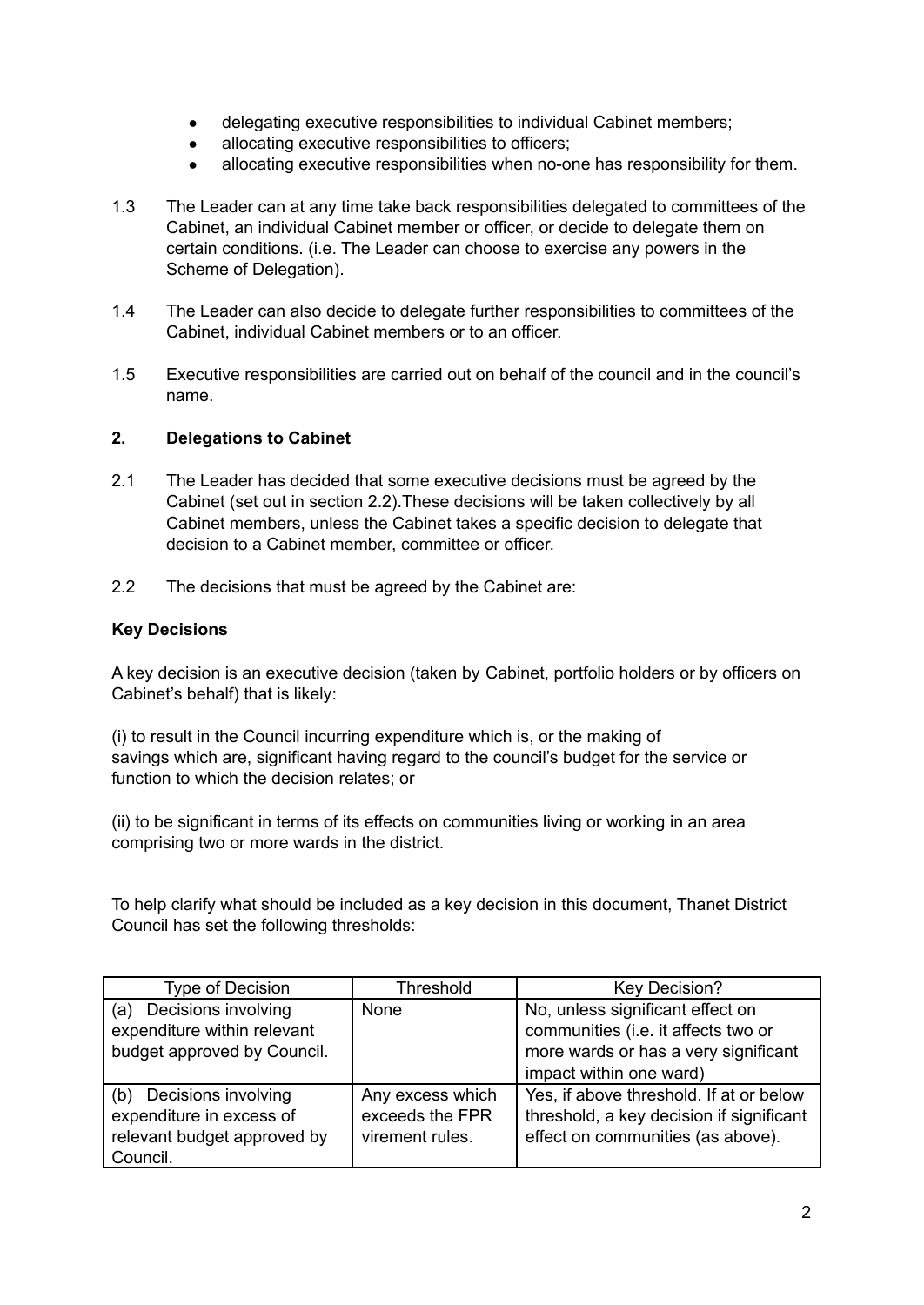- delegating executive responsibilities to individual Cabinet members;
- allocating executive responsibilities to officers;
- allocating executive responsibilities when no-one has responsibility for them.

1.3 The Leader can at any time take back responsibilities delegated to committees of the Cabinet, an individual Cabinet member or officer, or decide to delegate them on certain conditions. (i.e. The Leader can choose to exercise any powers in the Scheme of Delegation).

1.4 The Leader can also decide to delegate further responsibilities to committees of the Cabinet, individual Cabinet members or to an officer.

1.5 Executive responsibilities are carried out on behalf of the council and in the council's name.

**2. Delegations to Cabinet**

2.1 The Leader has decided that some executive decisions must be agreed by the Cabinet (set out in section 2.2).These decisions will be taken collectively by all Cabinet members, unless the Cabinet takes a specific decision to delegate that decision to a Cabinet member, committee or officer.

2.2 The decisions that must be agreed by the Cabinet are:

**Key Decisions**

A key decision is an executive decision (taken by Cabinet, portfolio holders or by officers on Cabinet's behalf) that is likely:

(i) to result in the Council incurring expenditure which is, or the making of savings which are, significant having regard to the council's budget for the service or function to which the decision relates; or

(ii) to be significant in terms of its effects on communities living or working in an area comprising two or more wards in the district.

To help clarify what should be included as a key decision in this document, Thanet District Council has set the following thresholds:

| Type of Decision | Threshold | Key Decision? |
|---|---|---|
| (a) Decisions involving expenditure within relevant budget approved by Council. | None | No, unless significant effect on communities (i.e. it affects two or more wards or has a very significant impact within one ward) |
| (b) Decisions involving expenditure in excess of relevant budget approved by Council. | Any excess which exceeds the FPR virement rules. | Yes, if above threshold. If at or below threshold, a key decision if significant effect on communities (as above). |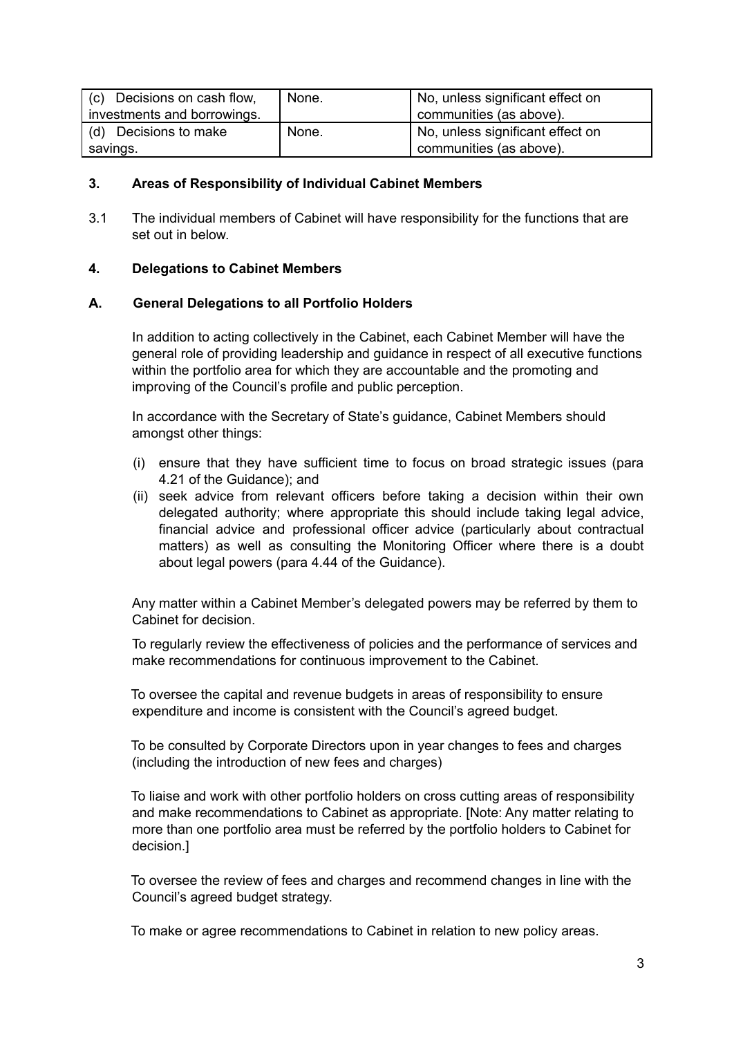| | | |
|---|---|---|
| (c) Decisions on cash flow, investments and borrowings. | None. | No, unless significant effect on communities (as above). |
| (d) Decisions to make savings. | None. | No, unless significant effect on communities (as above). |

**3. Areas of Responsibility of Individual Cabinet Members**

3.1 The individual members of Cabinet will have responsibility for the functions that are set out in below.

**4. Delegations to Cabinet Members**

**A. General Delegations to all Portfolio Holders**

In addition to acting collectively in the Cabinet, each Cabinet Member will have the general role of providing leadership and guidance in respect of all executive functions within the portfolio area for which they are accountable and the promoting and improving of the Council's profile and public perception.

In accordance with the Secretary of State's guidance, Cabinet Members should amongst other things:

(i) ensure that they have sufficient time to focus on broad strategic issues (para 4.21 of the Guidance); and
(ii) seek advice from relevant officers before taking a decision within their own delegated authority; where appropriate this should include taking legal advice, financial advice and professional officer advice (particularly about contractual matters) as well as consulting the Monitoring Officer where there is a doubt about legal powers (para 4.44 of the Guidance).

Any matter within a Cabinet Member's delegated powers may be referred by them to Cabinet for decision.

To regularly review the effectiveness of policies and the performance of services and make recommendations for continuous improvement to the Cabinet.

To oversee the capital and revenue budgets in areas of responsibility to ensure expenditure and income is consistent with the Council's agreed budget.

To be consulted by Corporate Directors upon in year changes to fees and charges (including the introduction of new fees and charges)

To liaise and work with other portfolio holders on cross cutting areas of responsibility and make recommendations to Cabinet as appropriate. [Note: Any matter relating to more than one portfolio area must be referred by the portfolio holders to Cabinet for decision.]

To oversee the review of fees and charges and recommend changes in line with the Council's agreed budget strategy.

To make or agree recommendations to Cabinet in relation to new policy areas.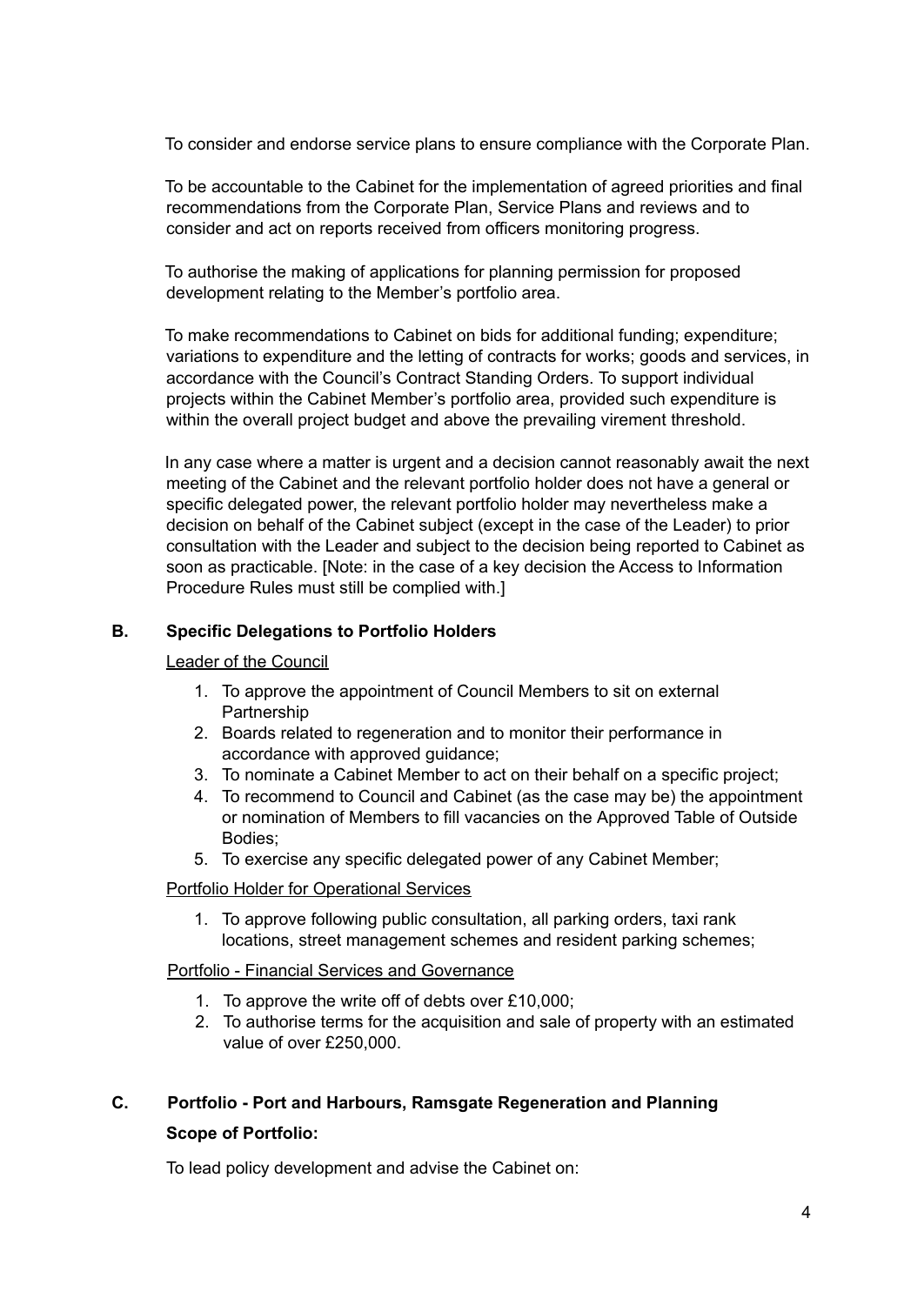To consider and endorse service plans to ensure compliance with the Corporate Plan.

To be accountable to the Cabinet for the implementation of agreed priorities and final recommendations from the Corporate Plan, Service Plans and reviews and to consider and act on reports received from officers monitoring progress.

To authorise the making of applications for planning permission for proposed development relating to the Member's portfolio area.

To make recommendations to Cabinet on bids for additional funding; expenditure; variations to expenditure and the letting of contracts for works; goods and services, in accordance with the Council's Contract Standing Orders. To support individual projects within the Cabinet Member's portfolio area, provided such expenditure is within the overall project budget and above the prevailing virement threshold.

In any case where a matter is urgent and a decision cannot reasonably await the next meeting of the Cabinet and the relevant portfolio holder does not have a general or specific delegated power, the relevant portfolio holder may nevertheless make a decision on behalf of the Cabinet subject (except in the case of the Leader) to prior consultation with the Leader and subject to the decision being reported to Cabinet as soon as practicable. [Note: in the case of a key decision the Access to Information Procedure Rules must still be complied with.]

## B. Specific Delegations to Portfolio Holders

Leader of the Council

1. To approve the appointment of Council Members to sit on external Partnership
2. Boards related to regeneration and to monitor their performance in accordance with approved guidance;
3. To nominate a Cabinet Member to act on their behalf on a specific project;
4. To recommend to Council and Cabinet (as the case may be) the appointment or nomination of Members to fill vacancies on the Approved Table of Outside Bodies;
5. To exercise any specific delegated power of any Cabinet Member;

Portfolio Holder for Operational Services

1. To approve following public consultation, all parking orders, taxi rank locations, street management schemes and resident parking schemes;

Portfolio - Financial Services and Governance

1. To approve the write off of debts over £10,000;
2. To authorise terms for the acquisition and sale of property with an estimated value of over £250,000.

## C. Portfolio - Port and Harbours, Ramsgate Regeneration and Planning

**Scope of Portfolio:**

To lead policy development and advise the Cabinet on: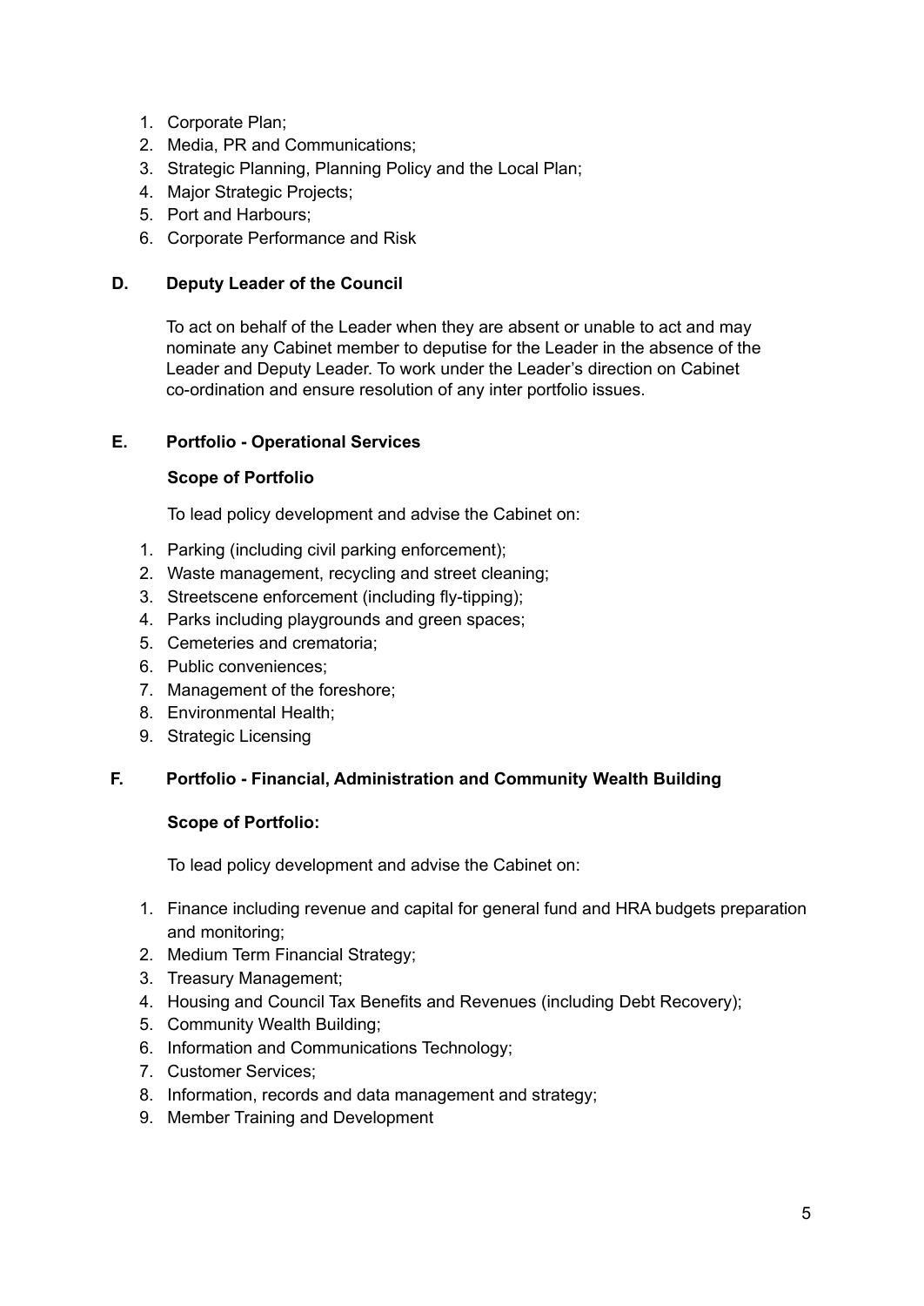1. Corporate Plan;
2. Media, PR and Communications;
3. Strategic Planning, Planning Policy and the Local Plan;
4. Major Strategic Projects;
5. Port and Harbours;
6. Corporate Performance and Risk

### D. Deputy Leader of the Council

To act on behalf of the Leader when they are absent or unable to act and may nominate any Cabinet member to deputise for the Leader in the absence of the Leader and Deputy Leader. To work under the Leader's direction on Cabinet co-ordination and ensure resolution of any inter portfolio issues.

### E. Portfolio - Operational Services

**Scope of Portfolio**

To lead policy development and advise the Cabinet on:

1. Parking (including civil parking enforcement);
2. Waste management, recycling and street cleaning;
3. Streetscene enforcement (including fly-tipping);
4. Parks including playgrounds and green spaces;
5. Cemeteries and crematoria;
6. Public conveniences;
7. Management of the foreshore;
8. Environmental Health;
9. Strategic Licensing

### F. Portfolio - Financial, Administration and Community Wealth Building

**Scope of Portfolio:**

To lead policy development and advise the Cabinet on:

1. Finance including revenue and capital for general fund and HRA budgets preparation and monitoring;
2. Medium Term Financial Strategy;
3. Treasury Management;
4. Housing and Council Tax Benefits and Revenues (including Debt Recovery);
5. Community Wealth Building;
6. Information and Communications Technology;
7. Customer Services;
8. Information, records and data management and strategy;
9. Member Training and Development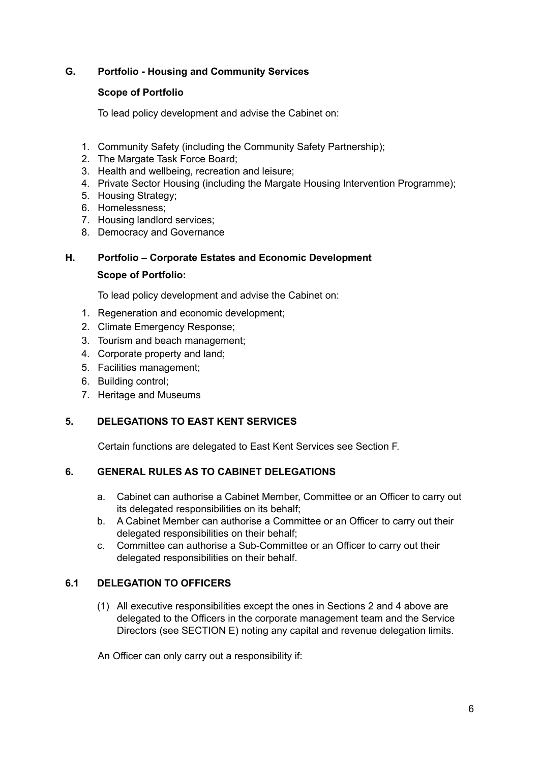### G. Portfolio - Housing and Community Services

**Scope of Portfolio**

To lead policy development and advise the Cabinet on:

1. Community Safety (including the Community Safety Partnership);
2. The Margate Task Force Board;
3. Health and wellbeing, recreation and leisure;
4. Private Sector Housing (including the Margate Housing Intervention Programme);
5. Housing Strategy;
6. Homelessness;
7. Housing landlord services;
8. Democracy and Governance

### H. Portfolio – Corporate Estates and Economic Development

**Scope of Portfolio:**

To lead policy development and advise the Cabinet on:

1. Regeneration and economic development;
2. Climate Emergency Response;
3. Tourism and beach management;
4. Corporate property and land;
5. Facilities management;
6. Building control;
7. Heritage and Museums

## 5. DELEGATIONS TO EAST KENT SERVICES

Certain functions are delegated to East Kent Services see Section F.

## 6. GENERAL RULES AS TO CABINET DELEGATIONS

a. Cabinet can authorise a Cabinet Member, Committee or an Officer to carry out its delegated responsibilities on its behalf;
b. A Cabinet Member can authorise a Committee or an Officer to carry out their delegated responsibilities on their behalf;
c. Committee can authorise a Sub-Committee or an Officer to carry out their delegated responsibilities on their behalf.

## 6.1 DELEGATION TO OFFICERS

(1) All executive responsibilities except the ones in Sections 2 and 4 above are delegated to the Officers in the corporate management team and the Service Directors (see SECTION E) noting any capital and revenue delegation limits.

An Officer can only carry out a responsibility if: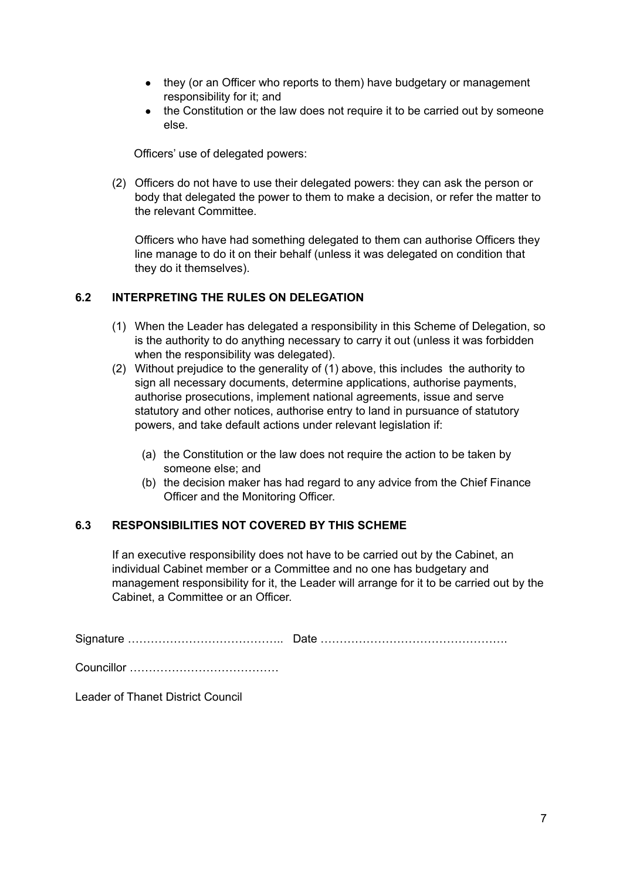- they (or an Officer who reports to them) have budgetary or management responsibility for it; and
- the Constitution or the law does not require it to be carried out by someone else.

Officers' use of delegated powers:

(2) Officers do not have to use their delegated powers: they can ask the person or body that delegated the power to them to make a decision, or refer the matter to the relevant Committee.

Officers who have had something delegated to them can authorise Officers they line manage to do it on their behalf (unless it was delegated on condition that they do it themselves).

### 6.2 INTERPRETING THE RULES ON DELEGATION

(1) When the Leader has delegated a responsibility in this Scheme of Delegation, so is the authority to do anything necessary to carry it out (unless it was forbidden when the responsibility was delegated).

(2) Without prejudice to the generality of (1) above, this includes the authority to sign all necessary documents, determine applications, authorise payments, authorise prosecutions, implement national agreements, issue and serve statutory and other notices, authorise entry to land in pursuance of statutory powers, and take default actions under relevant legislation if:

(a) the Constitution or the law does not require the action to be taken by someone else; and

(b) the decision maker has had regard to any advice from the Chief Finance Officer and the Monitoring Officer.

### 6.3 RESPONSIBILITIES NOT COVERED BY THIS SCHEME

If an executive responsibility does not have to be carried out by the Cabinet, an individual Cabinet member or a Committee and no one has budgetary and management responsibility for it, the Leader will arrange for it to be carried out by the Cabinet, a Committee or an Officer.

Signature ………………………………….. Date ………………………………………….

Councillor …………………………………

Leader of Thanet District Council